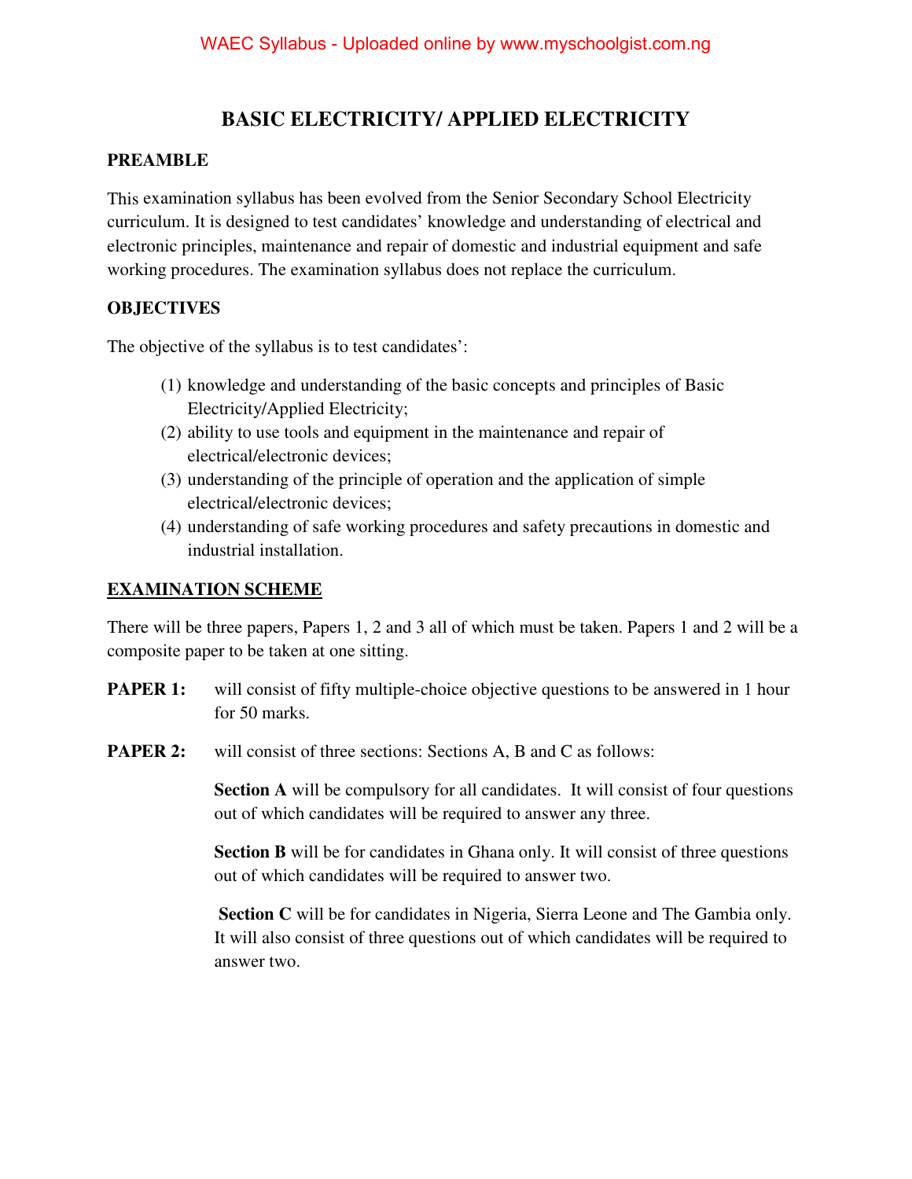# BASIC ELECTRICITY/ APPLIED ELECTRICITY

## PREAMBLE

This examination syllabus has been evolved from the Senior Secondary School Electricity curriculum. It is designed to test candidates' knowledge and understanding of electrical and electronic principles, maintenance and repair of domestic and industrial equipment and safe working procedures. The examination syllabus does not replace the curriculum.

## OBJECTIVES

The objective of the syllabus is to test candidates':

(1) knowledge and understanding of the basic concepts and principles of Basic Electricity/Applied Electricity;
(2) ability to use tools and equipment in the maintenance and repair of electrical/electronic devices;
(3) understanding of the principle of operation and the application of simple electrical/electronic devices;
(4) understanding of safe working procedures and safety precautions in domestic and industrial installation.

## EXAMINATION SCHEME

There will be three papers, Papers 1, 2 and 3 all of which must be taken. Papers 1 and 2 will be a composite paper to be taken at one sitting.

**PAPER 1:** will consist of fifty multiple-choice objective questions to be answered in 1 hour for 50 marks.

**PAPER 2:** will consist of three sections: Sections A, B and C as follows:

**Section A** will be compulsory for all candidates. It will consist of four questions out of which candidates will be required to answer any three.

**Section B** will be for candidates in Ghana only. It will consist of three questions out of which candidates will be required to answer two.

**Section C** will be for candidates in Nigeria, Sierra Leone and The Gambia only. It will also consist of three questions out of which candidates will be required to answer two.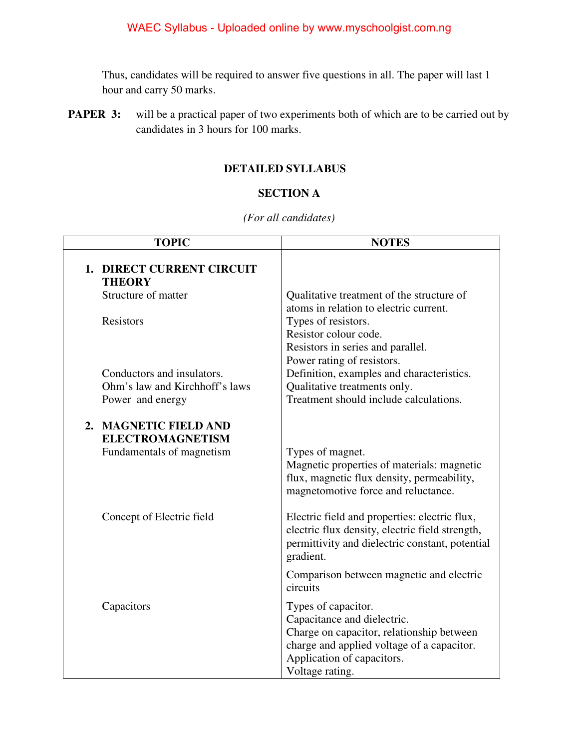Thus, candidates will be required to answer five questions in all. The paper will last 1 hour and carry 50 marks.

**PAPER 3:** will be a practical paper of two experiments both of which are to be carried out by candidates in 3 hours for 100 marks.

## DETAILED SYLLABUS

### SECTION A

*(For all candidates)*

| TOPIC | NOTES |
|---|---|
| **1. DIRECT CURRENT CIRCUIT THEORY** | |
| Structure of matter | Qualitative treatment of the structure of atoms in relation to electric current. |
| Resistors | Types of resistors.<br>Resistor colour code.<br>Resistors in series and parallel.<br>Power rating of resistors. |
| Conductors and insulators. | Definition, examples and characteristics. |
| Ohm's law and Kirchhoff's laws | Qualitative treatments only. |
| Power and energy | Treatment should include calculations. |
| **2. MAGNETIC FIELD AND ELECTROMAGNETISM** | |
| Fundamentals of magnetism | Types of magnet.<br>Magnetic properties of materials: magnetic flux, magnetic flux density, permeability, magnetomotive force and reluctance. |
| Concept of Electric field | Electric field and properties: electric flux, electric flux density, electric field strength, permittivity and dielectric constant, potential gradient.<br>Comparison between magnetic and electric circuits |
| Capacitors | Types of capacitor.<br>Capacitance and dielectric.<br>Charge on capacitor, relationship between charge and applied voltage of a capacitor.<br>Application of capacitors.<br>Voltage rating. |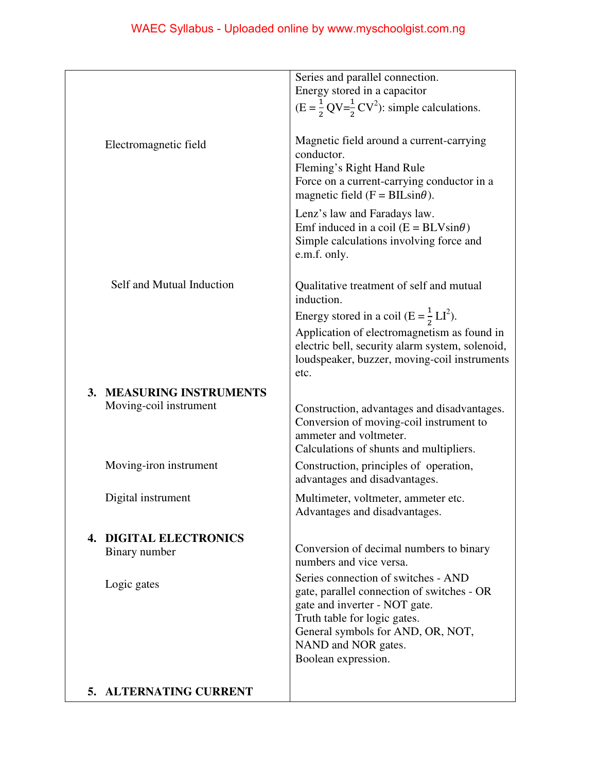| | |
|---|---|
| | Series and parallel connection.<br>Energy stored in a capacitor<br>($E = \frac{1}{2}QV = \frac{1}{2}CV^2$): simple calculations. |
| Electromagnetic field | Magnetic field around a current-carrying conductor.<br>Fleming's Right Hand Rule<br>Force on a current-carrying conductor in a magnetic field ($F = BIL\sin\theta$).<br>Lenz's law and Faradays law.<br>Emf induced in a coil ($E = BLV\sin\theta$)<br>Simple calculations involving force and e.m.f. only. |
| Self and Mutual Induction | Qualitative treatment of self and mutual induction.<br>Energy stored in a coil ($E = \frac{1}{2}LI^2$).<br>Application of electromagnetism as found in electric bell, security alarm system, solenoid, loudspeaker, buzzer, moving-coil instruments etc. |
| **3. MEASURING INSTRUMENTS**<br>Moving-coil instrument | Construction, advantages and disadvantages.<br>Conversion of moving-coil instrument to ammeter and voltmeter.<br>Calculations of shunts and multipliers. |
| Moving-iron instrument | Construction, principles of operation, advantages and disadvantages. |
| Digital instrument | Multimeter, voltmeter, ammeter etc.<br>Advantages and disadvantages. |
| **4. DIGITAL ELECTRONICS**<br>Binary number | Conversion of decimal numbers to binary numbers and vice versa. |
| Logic gates | Series connection of switches - AND gate, parallel connection of switches - OR gate and inverter - NOT gate.<br>Truth table for logic gates.<br>General symbols for AND, OR, NOT, NAND and NOR gates.<br>Boolean expression. |
| **5. ALTERNATING CURRENT** | |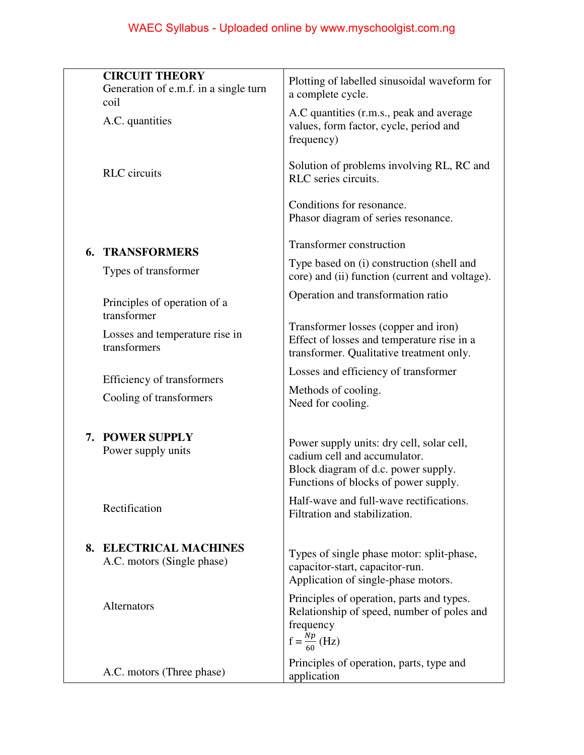| | |
|---|---|
| **CIRCUIT THEORY**<br>Generation of e.m.f. in a single turn coil<br>A.C. quantities | Plotting of labelled sinusoidal waveform for a complete cycle.<br>A.C quantities (r.m.s., peak and average values, form factor, cycle, period and frequency) |
| RLC circuits | Solution of problems involving RL, RC and RLC series circuits.<br><br>Conditions for resonance.<br>Phasor diagram of series resonance. |
| **6. TRANSFORMERS**<br>Types of transformer | Transformer construction<br>Type based on (i) construction (shell and core) and (ii) function (current and voltage). |
| Principles of operation of a transformer | Operation and transformation ratio |
| Losses and temperature rise in transformers | Transformer losses (copper and iron)<br>Effect of losses and temperature rise in a transformer. Qualitative treatment only. |
| Efficiency of transformers | Losses and efficiency of transformer |
| Cooling of transformers | Methods of cooling.<br>Need for cooling. |
| **7. POWER SUPPLY**<br>Power supply units | Power supply units: dry cell, solar cell, cadium cell and accumulator.<br>Block diagram of d.c. power supply.<br>Functions of blocks of power supply. |
| Rectification | Half-wave and full-wave rectifications.<br>Filtration and stabilization. |
| **8. ELECTRICAL MACHINES**<br>A.C. motors (Single phase) | Types of single phase motor: split-phase, capacitor-start, capacitor-run.<br>Application of single-phase motors. |
| Alternators | Principles of operation, parts and types.<br>Relationship of speed, number of poles and frequency<br>$f = \frac{Np}{60}$ (Hz) |
| A.C. motors (Three phase) | Principles of operation, parts, type and application |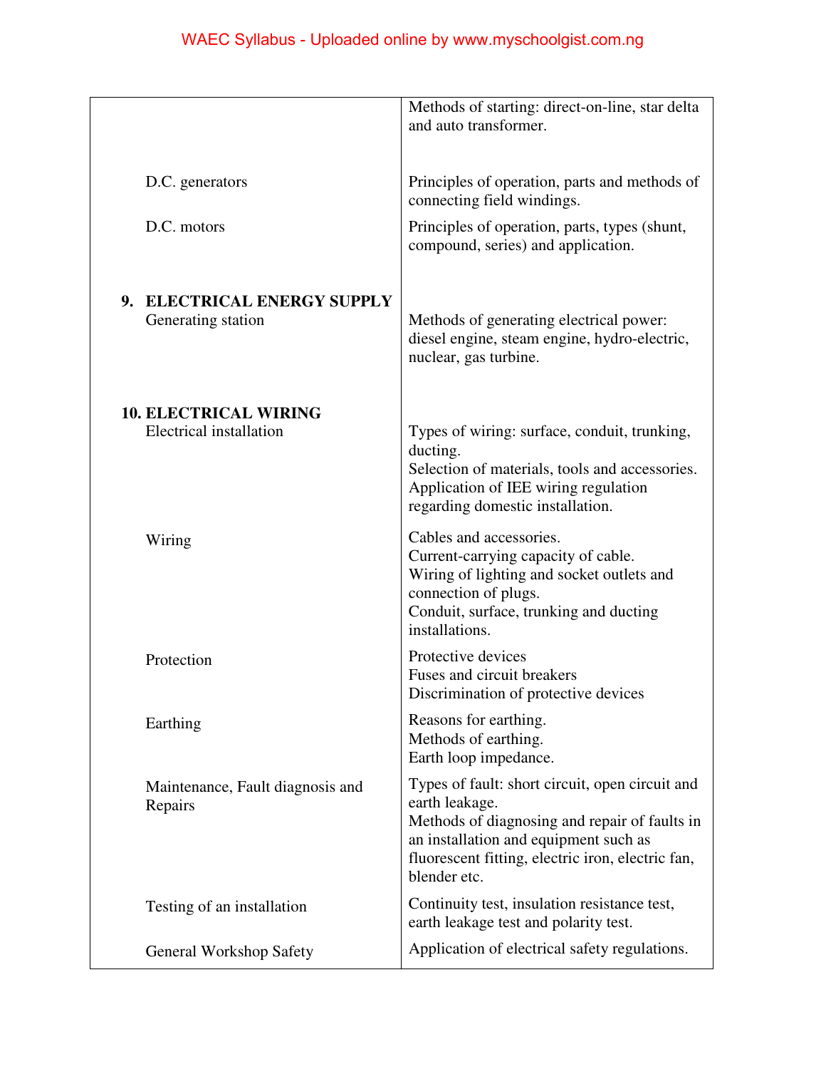| | |
|---|---|
| | Methods of starting: direct-on-line, star delta and auto transformer. |
| D.C. generators | Principles of operation, parts and methods of connecting field windings. |
| D.C. motors | Principles of operation, parts, types (shunt, compound, series) and application. |
| **9. ELECTRICAL ENERGY SUPPLY** | |
| Generating station | Methods of generating electrical power: diesel engine, steam engine, hydro-electric, nuclear, gas turbine. |
| **10. ELECTRICAL WIRING** | |
| Electrical installation | Types of wiring: surface, conduit, trunking, ducting.<br>Selection of materials, tools and accessories.<br>Application of IEE wiring regulation regarding domestic installation. |
| Wiring | Cables and accessories.<br>Current-carrying capacity of cable.<br>Wiring of lighting and socket outlets and connection of plugs.<br>Conduit, surface, trunking and ducting installations. |
| Protection | Protective devices<br>Fuses and circuit breakers<br>Discrimination of protective devices |
| Earthing | Reasons for earthing.<br>Methods of earthing.<br>Earth loop impedance. |
| Maintenance, Fault diagnosis and Repairs | Types of fault: short circuit, open circuit and earth leakage.<br>Methods of diagnosing and repair of faults in an installation and equipment such as fluorescent fitting, electric iron, electric fan, blender etc. |
| Testing of an installation | Continuity test, insulation resistance test, earth leakage test and polarity test. |
| General Workshop Safety | Application of electrical safety regulations. |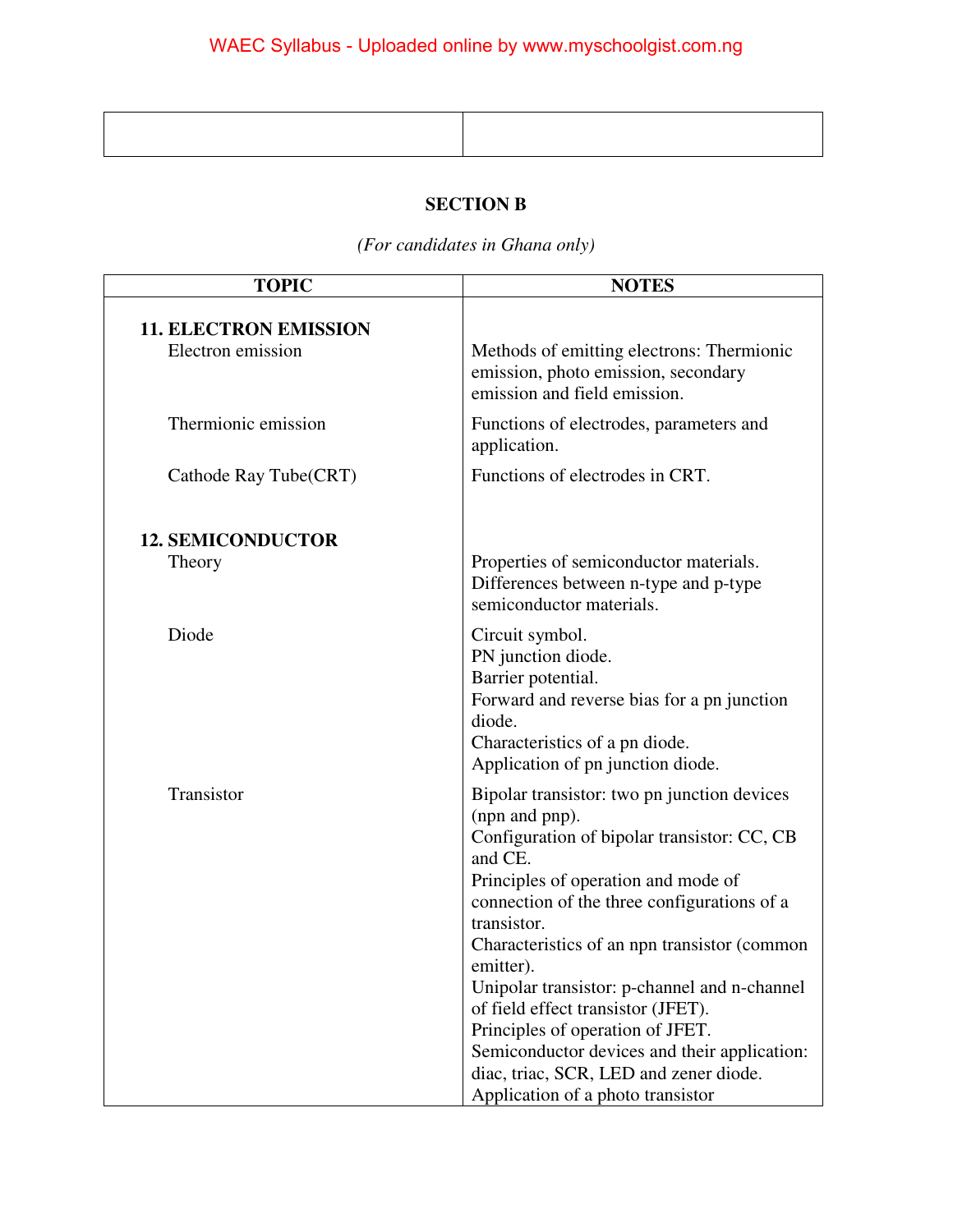| | |
|---|---|
| | |

## SECTION B

*(For candidates in Ghana only)*

| TOPIC | NOTES |
|---|---|
| **11. ELECTRON EMISSION** | |
| Electron emission | Methods of emitting electrons: Thermionic emission, photo emission, secondary emission and field emission. |
| Thermionic emission | Functions of electrodes, parameters and application. |
| Cathode Ray Tube(CRT) | Functions of electrodes in CRT. |
| **12. SEMICONDUCTOR** | |
| Theory | Properties of semiconductor materials. Differences between n-type and p-type semiconductor materials. |
| Diode | Circuit symbol. PN junction diode. Barrier potential. Forward and reverse bias for a pn junction diode. Characteristics of a pn diode. Application of pn junction diode. |
| Transistor | Bipolar transistor: two pn junction devices (npn and pnp). Configuration of bipolar transistor: CC, CB and CE. Principles of operation and mode of connection of the three configurations of a transistor. Characteristics of an npn transistor (common emitter). Unipolar transistor: p-channel and n-channel of field effect transistor (JFET). Principles of operation of JFET. Semiconductor devices and their application: diac, triac, SCR, LED and zener diode. Application of a photo transistor |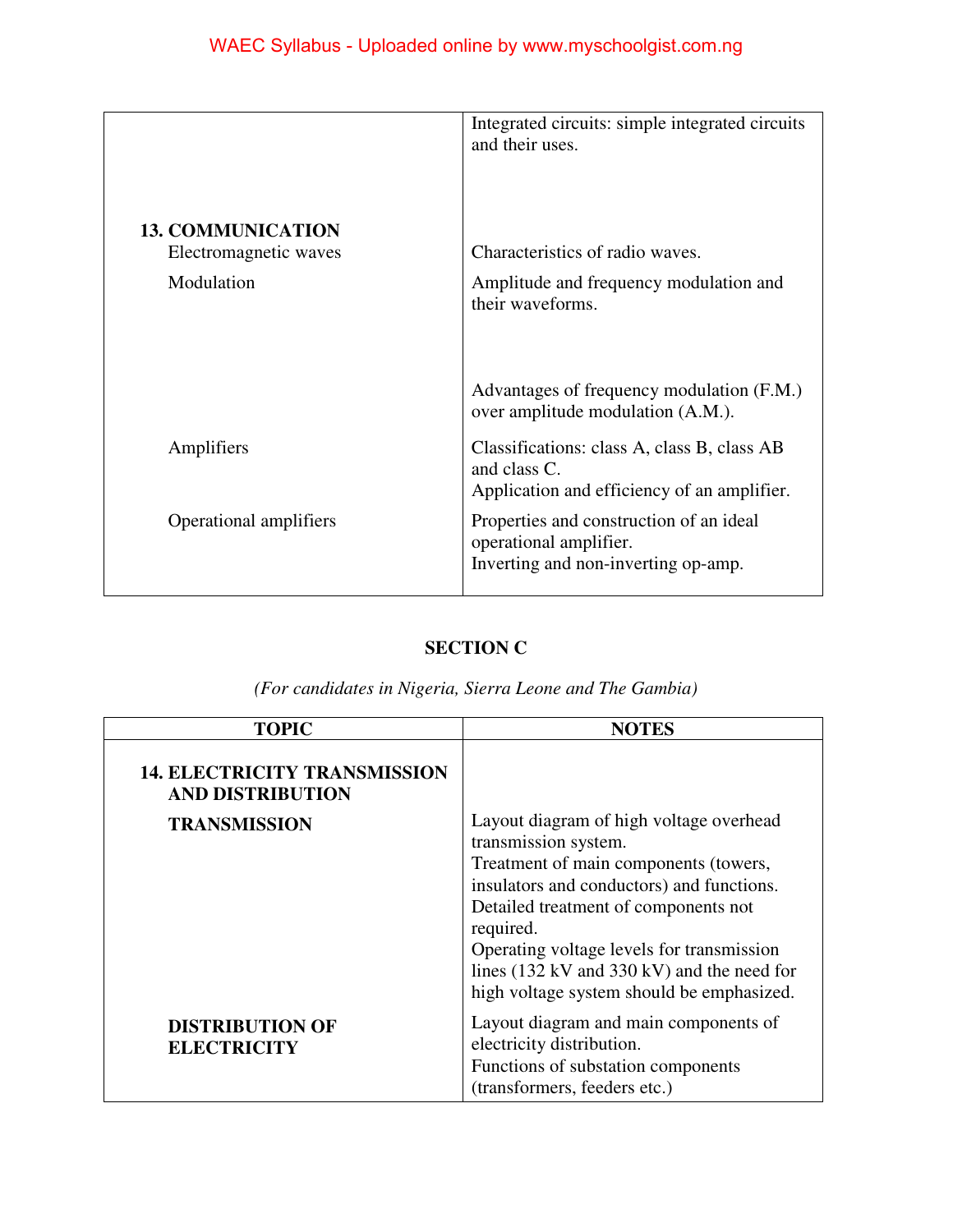| | |
|---|---|
| | Integrated circuits: simple integrated circuits and their uses. |
| **13. COMMUNICATION** | |
| Electromagnetic waves | Characteristics of radio waves. |
| Modulation | Amplitude and frequency modulation and their waveforms.<br><br>Advantages of frequency modulation (F.M.) over amplitude modulation (A.M.). |
| Amplifiers | Classifications: class A, class B, class AB and class C.<br>Application and efficiency of an amplifier. |
| Operational amplifiers | Properties and construction of an ideal operational amplifier.<br>Inverting and non-inverting op-amp. |

## SECTION C

*(For candidates in Nigeria, Sierra Leone and The Gambia)*

| TOPIC | NOTES |
|---|---|
| **14. ELECTRICITY TRANSMISSION AND DISTRIBUTION** | |
| **TRANSMISSION** | Layout diagram of high voltage overhead transmission system.<br>Treatment of main components (towers, insulators and conductors) and functions.<br>Detailed treatment of components not required.<br>Operating voltage levels for transmission lines (132 kV and 330 kV) and the need for high voltage system should be emphasized. |
| **DISTRIBUTION OF ELECTRICITY** | Layout diagram and main components of electricity distribution.<br>Functions of substation components (transformers, feeders etc.) |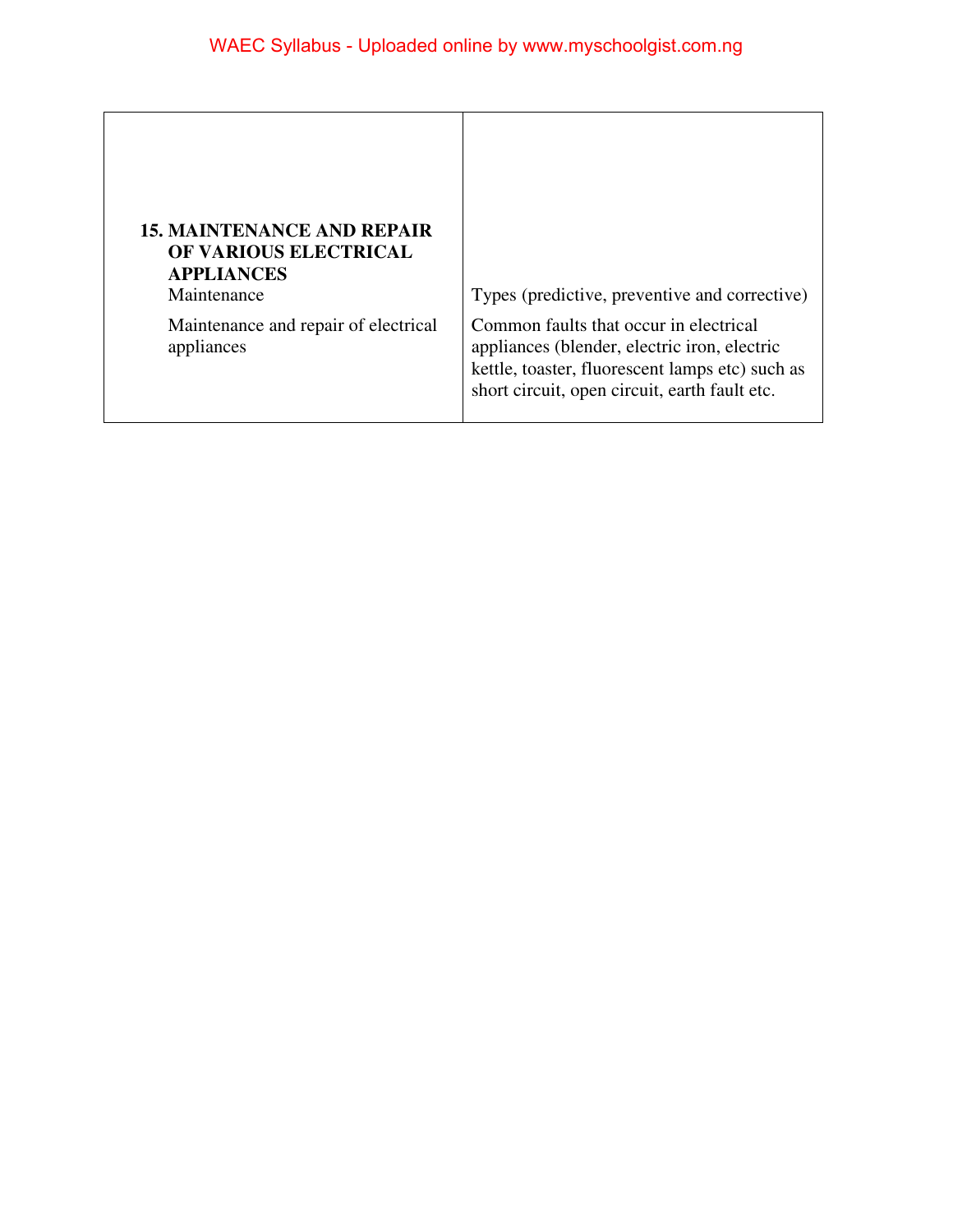| | |
|---|---|
| **15. MAINTENANCE AND REPAIR OF VARIOUS ELECTRICAL APPLIANCES**<br>Maintenance | Types (predictive, preventive and corrective) |
| Maintenance and repair of electrical appliances | Common faults that occur in electrical appliances (blender, electric iron, electric kettle, toaster, fluorescent lamps etc) such as short circuit, open circuit, earth fault etc. |